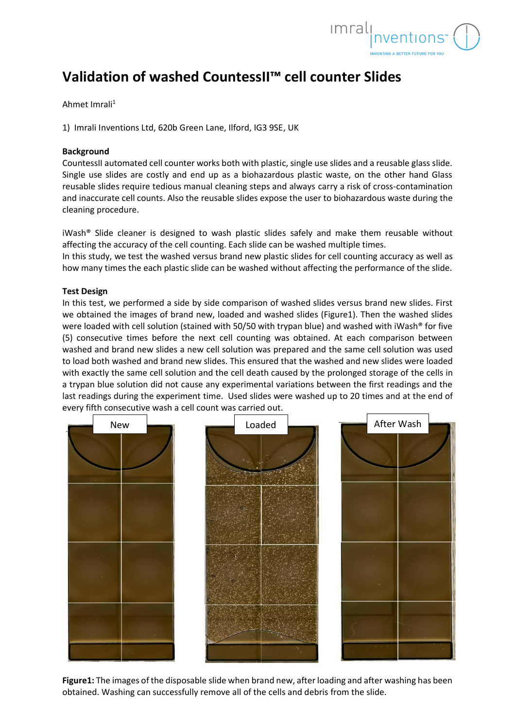# Validation of washed CountessII™ cell counter Slides

Ahmet Imrali[1]

1) Imrali Inventions Ltd, 620b Green Lane, Ilford, IG3 9SE, UK

**Background**

CountessII automated cell counter works both with plastic, single use slides and a reusable glass slide. Single use slides are costly and end up as a biohazardous plastic waste, on the other hand Glass reusable slides require tedious manual cleaning steps and always carry a risk of cross-contamination and inaccurate cell counts. Also the reusable slides expose the user to biohazardous waste during the cleaning procedure.

iWash® Slide cleaner is designed to wash plastic slides safely and make them reusable without affecting the accuracy of the cell counting. Each slide can be washed multiple times.

In this study, we test the washed versus brand new plastic slides for cell counting accuracy as well as how many times the each plastic slide can be washed without affecting the performance of the slide.

**Test Design**

In this test, we performed a side by side comparison of washed slides versus brand new slides. First we obtained the images of brand new, loaded and washed slides (Figure1). Then the washed slides were loaded with cell solution (stained with 50/50 with trypan blue) and washed with iWash® for five (5) consecutive times before the next cell counting was obtained. At each comparison between washed and brand new slides a new cell solution was prepared and the same cell solution was used to load both washed and brand new slides. This ensured that the washed and new slides were loaded with exactly the same cell solution and the cell death caused by the prolonged storage of the cells in a trypan blue solution did not cause any experimental variations between the first readings and the last readings during the experiment time. Used slides were washed up to 20 times and at the end of every fifth consecutive wash a cell count was carried out.

New | Loaded | After Wash

**Figure1:** The images of the disposable slide when brand new, after loading and after washing has been obtained. Washing can successfully remove all of the cells and debris from the slide.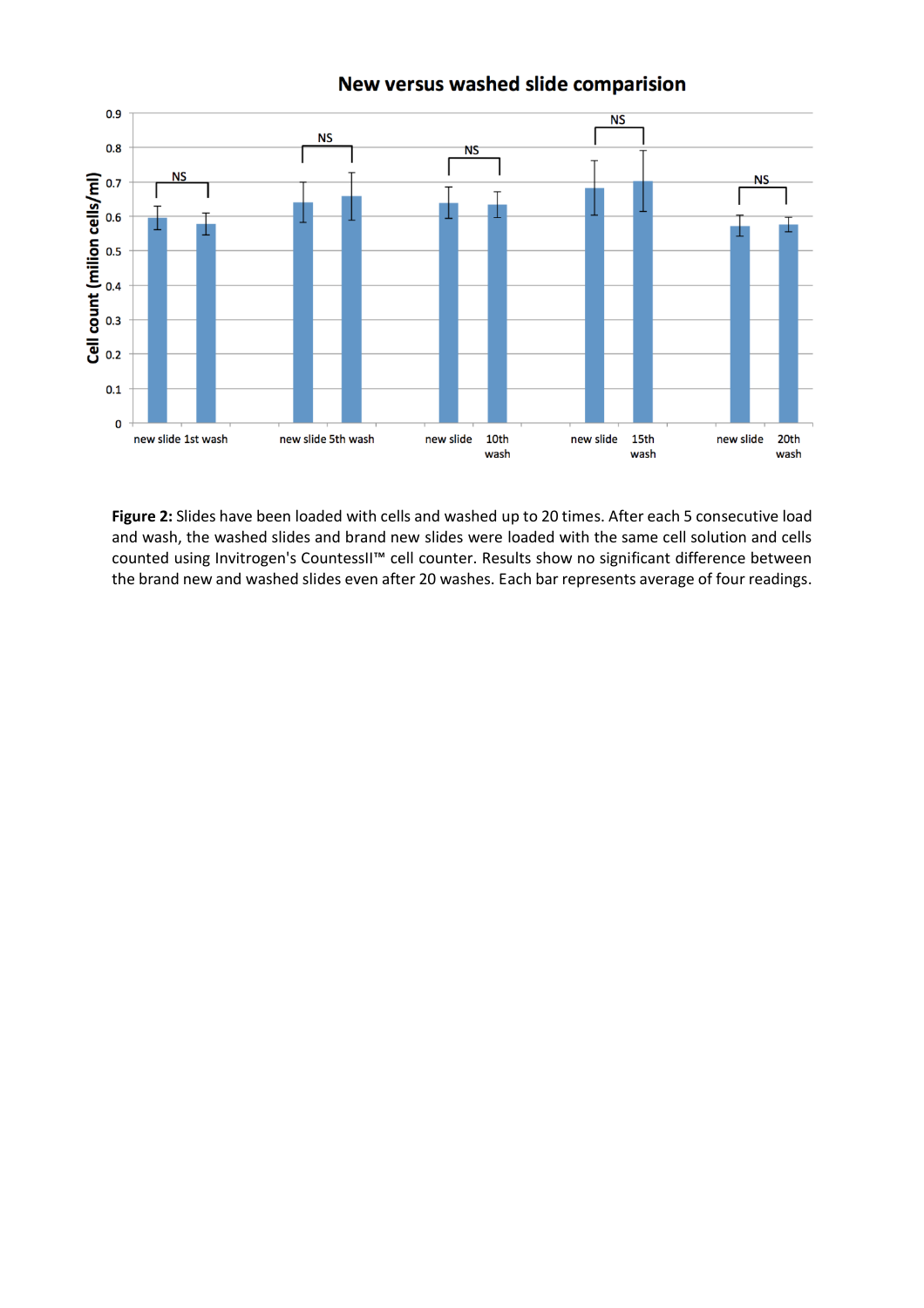New versus washed slide comparision

Cell count (milion cells/ml)

0.9
0.8
0.7
0.6
0.5
0.4
0.3
0.2
0.1
0

NS NS NS NS NS

new slide 1st wash
new slide 5th wash
new slide 10th wash
new slide 15th wash
new slide 20th wash

**Figure 2:** Slides have been loaded with cells and washed up to 20 times. After each 5 consecutive load and wash, the washed slides and brand new slides were loaded with the same cell solution and cells counted using Invitrogen's CountessII™ cell counter. Results show no significant difference between the brand new and washed slides even after 20 washes. Each bar represents average of four readings.